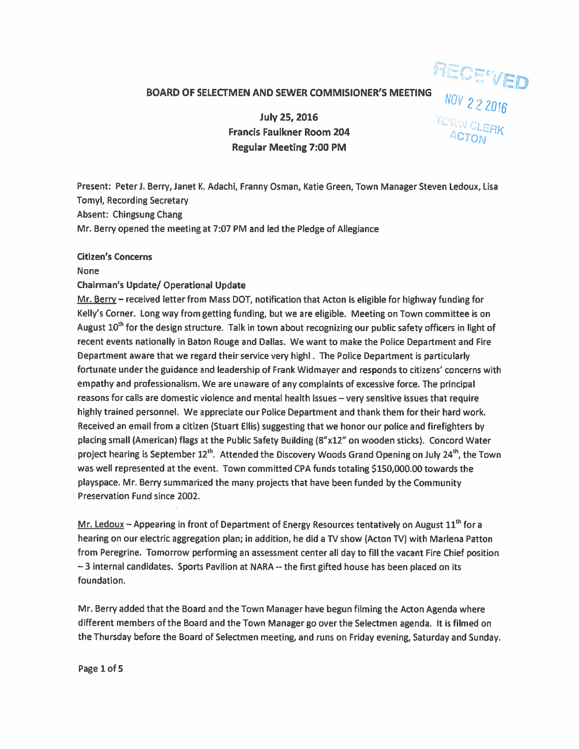RECEIVED
NOV 22 2016
TOWN CLERK
ACTON

# BOARD OF SELECTMEN AND SEWER COMMISIONER'S MEETING

**July 25, 2016**
**Francis Faulkner Room 204**
**Regular Meeting 7:00 PM**

Present: Peter J. Berry, Janet K. Adachi, Franny Osman, Katie Green, Town Manager Steven Ledoux, Lisa Tomyl, Recording Secretary

Absent: Chingsung Chang

Mr. Berry opened the meeting at 7:07 PM and led the Pledge of Allegiance

**Citizen's Concerns**

None

**Chairman's Update/ Operational Update**

Mr. Berry – received letter from Mass DOT, notification that Acton is eligible for highway funding for Kelly's Corner. Long way from getting funding, but we are eligible. Meeting on Town committee is on August 10th for the design structure. Talk in town about recognizing our public safety officers in light of recent events nationally in Baton Rouge and Dallas. We want to make the Police Department and Fire Department aware that we regard their service very highl . The Police Department is particularly fortunate under the guidance and leadership of Frank Widmayer and responds to citizens' concerns with empathy and professionalism. We are unaware of any complaints of excessive force. The principal reasons for calls are domestic violence and mental health issues – very sensitive issues that require highly trained personnel. We appreciate our Police Department and thank them for their hard work. Received an email from a citizen (Stuart Ellis) suggesting that we honor our police and firefighters by placing small (American) flags at the Public Safety Building (8"x12" on wooden sticks). Concord Water project hearing is September 12th. Attended the Discovery Woods Grand Opening on July 24th, the Town was well represented at the event. Town committed CPA funds totaling $150,000.00 towards the playspace. Mr. Berry summarized the many projects that have been funded by the Community Preservation Fund since 2002.

Mr. Ledoux – Appearing in front of Department of Energy Resources tentatively on August 11th for a hearing on our electric aggregation plan; in addition, he did a TV show (Acton TV) with Marlena Patton from Peregrine. Tomorrow performing an assessment center all day to fill the vacant Fire Chief position – 3 internal candidates. Sports Pavilion at NARA -- the first gifted house has been placed on its foundation.

Mr. Berry added that the Board and the Town Manager have begun filming the Acton Agenda where different members of the Board and the Town Manager go over the Selectmen agenda. It is filmed on the Thursday before the Board of Selectmen meeting, and runs on Friday evening, Saturday and Sunday.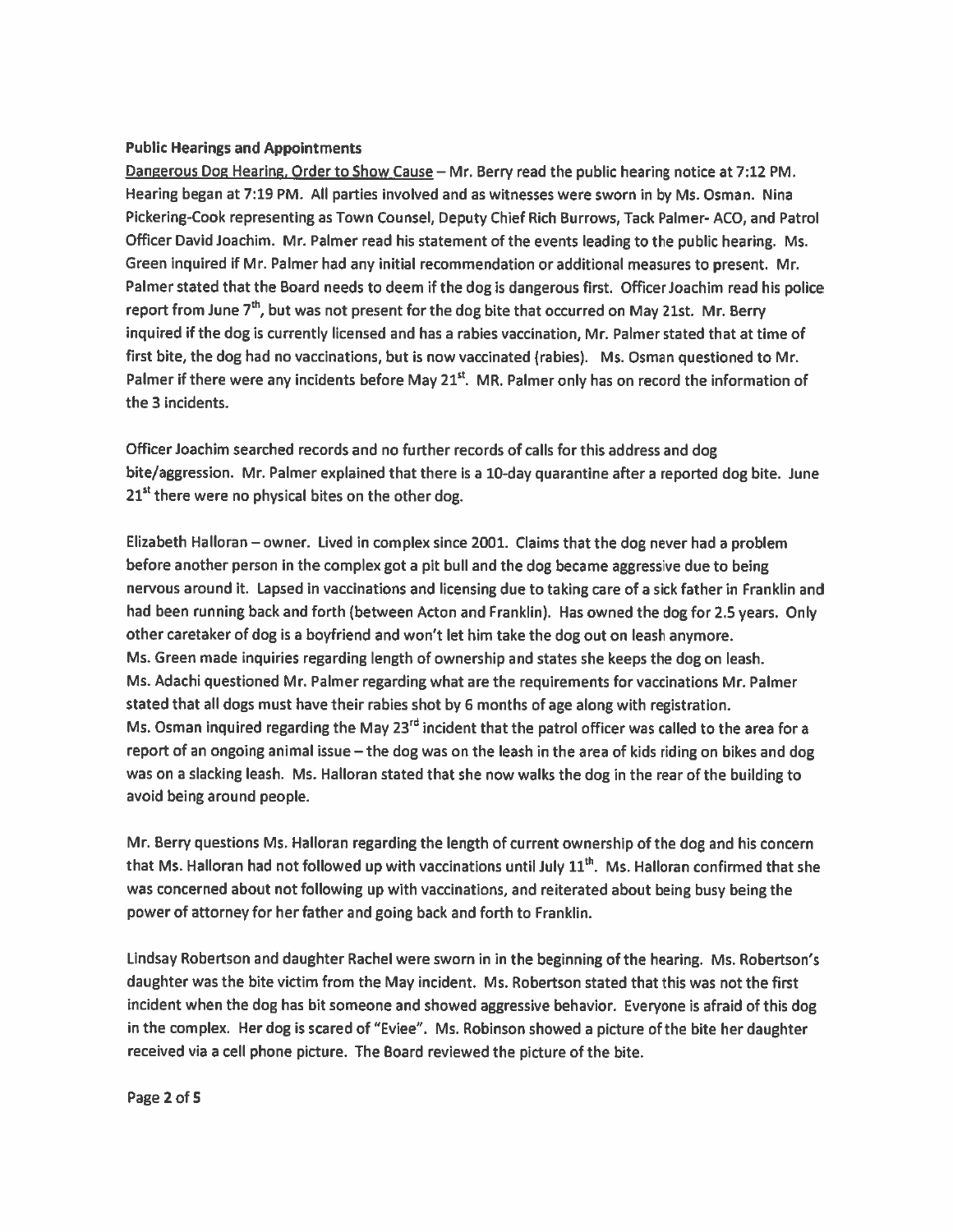**Public Hearings and Appointments**

Dangerous Dog Hearing, Order to Show Cause – Mr. Berry read the public hearing notice at 7:12 PM. Hearing began at 7:19 PM. All parties involved and as witnesses were sworn in by Ms. Osman. Nina Pickering-Cook representing as Town Counsel, Deputy Chief Rich Burrows, Tack Palmer- ACO, and Patrol Officer David Joachim. Mr. Palmer read his statement of the events leading to the public hearing. Ms. Green inquired if Mr. Palmer had any initial recommendation or additional measures to present. Mr. Palmer stated that the Board needs to deem if the dog is dangerous first. Officer Joachim read his police report from June 7th, but was not present for the dog bite that occurred on May 21st. Mr. Berry inquired if the dog is currently licensed and has a rabies vaccination, Mr. Palmer stated that at time of first bite, the dog had no vaccinations, but is now vaccinated (rabies). Ms. Osman questioned to Mr. Palmer if there were any incidents before May 21st. MR. Palmer only has on record the information of the 3 incidents.

Officer Joachim searched records and no further records of calls for this address and dog bite/aggression. Mr. Palmer explained that there is a 10-day quarantine after a reported dog bite. June 21st there were no physical bites on the other dog.

Elizabeth Halloran – owner. Lived in complex since 2001. Claims that the dog never had a problem before another person in the complex got a pit bull and the dog became aggressive due to being nervous around it. Lapsed in vaccinations and licensing due to taking care of a sick father in Franklin and had been running back and forth (between Acton and Franklin). Has owned the dog for 2.5 years. Only other caretaker of dog is a boyfriend and won't let him take the dog out on leash anymore.
Ms. Green made inquiries regarding length of ownership and states she keeps the dog on leash.
Ms. Adachi questioned Mr. Palmer regarding what are the requirements for vaccinations Mr. Palmer stated that all dogs must have their rabies shot by 6 months of age along with registration.
Ms. Osman inquired regarding the May 23rd incident that the patrol officer was called to the area for a report of an ongoing animal issue – the dog was on the leash in the area of kids riding on bikes and dog was on a slacking leash. Ms. Halloran stated that she now walks the dog in the rear of the building to avoid being around people.

Mr. Berry questions Ms. Halloran regarding the length of current ownership of the dog and his concern that Ms. Halloran had not followed up with vaccinations until July 11th. Ms. Halloran confirmed that she was concerned about not following up with vaccinations, and reiterated about being busy being the power of attorney for her father and going back and forth to Franklin.

Lindsay Robertson and daughter Rachel were sworn in in the beginning of the hearing. Ms. Robertson's daughter was the bite victim from the May incident. Ms. Robertson stated that this was not the first incident when the dog has bit someone and showed aggressive behavior. Everyone is afraid of this dog in the complex. Her dog is scared of "Eviee". Ms. Robinson showed a picture of the bite her daughter received via a cell phone picture. The Board reviewed the picture of the bite.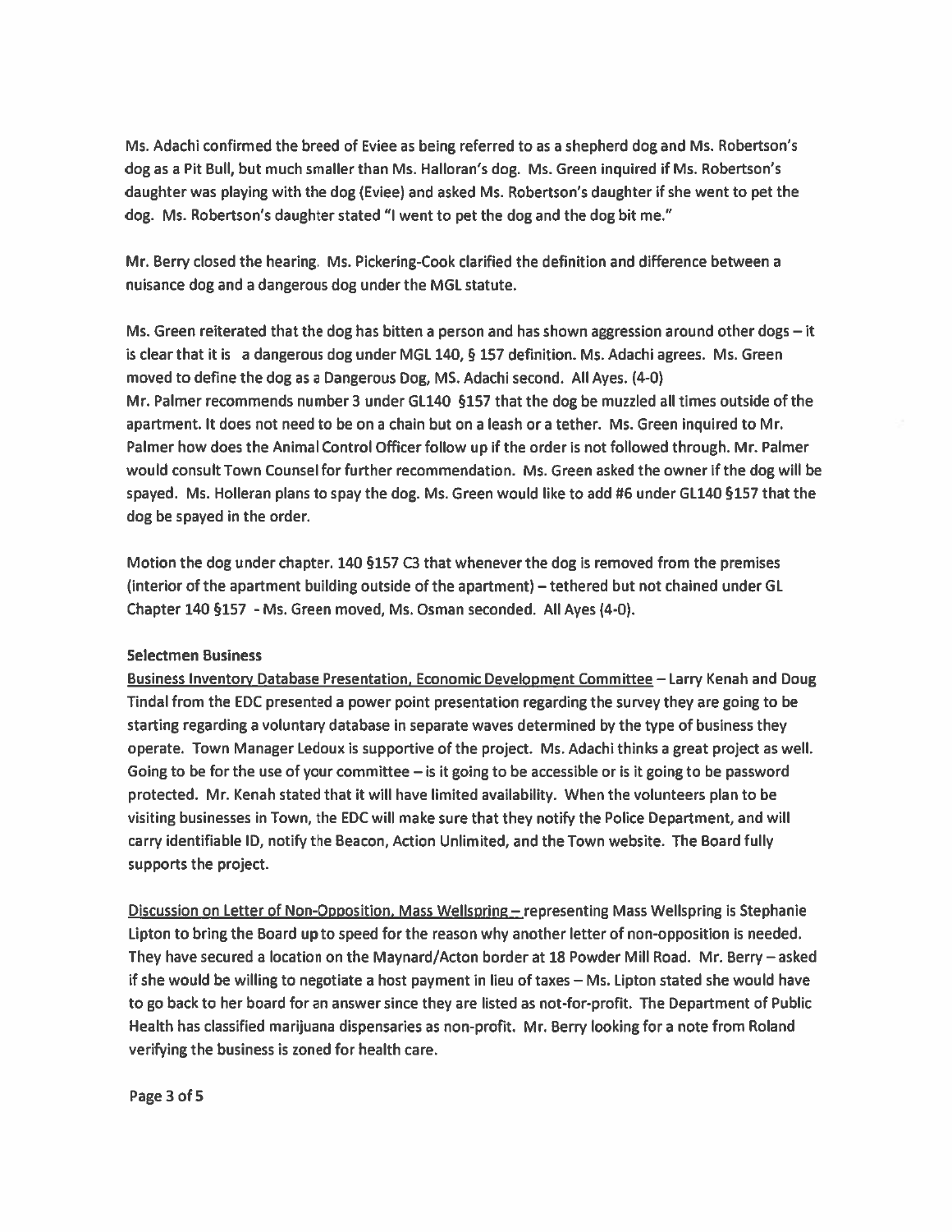Ms. Adachi confirmed the breed of Eviee as being referred to as a shepherd dog and Ms. Robertson's dog as a Pit Bull, but much smaller than Ms. Halloran's dog. Ms. Green inquired if Ms. Robertson's daughter was playing with the dog (Eviee) and asked Ms. Robertson's daughter if she went to pet the dog. Ms. Robertson's daughter stated "I went to pet the dog and the dog bit me."

Mr. Berry closed the hearing. Ms. Pickering-Cook clarified the definition and difference between a nuisance dog and a dangerous dog under the MGL statute.

Ms. Green reiterated that the dog has bitten a person and has shown aggression around other dogs – it is clear that it is a dangerous dog under MGL 140, § 157 definition. Ms. Adachi agrees. Ms. Green moved to define the dog as a Dangerous Dog, MS. Adachi second. All Ayes. (4-0)
Mr. Palmer recommends number 3 under GL140 §157 that the dog be muzzled all times outside of the apartment. It does not need to be on a chain but on a leash or a tether. Ms. Green inquired to Mr. Palmer how does the Animal Control Officer follow up if the order is not followed through. Mr. Palmer would consult Town Counsel for further recommendation. Ms. Green asked the owner if the dog will be spayed. Ms. Holleran plans to spay the dog. Ms. Green would like to add #6 under GL140 §157 that the dog be spayed in the order.

Motion the dog under chapter. 140 §157 C3 that whenever the dog is removed from the premises (interior of the apartment building outside of the apartment) – tethered but not chained under GL Chapter 140 §157 - Ms. Green moved, Ms. Osman seconded. All Ayes (4-0).

**Selectmen Business**

Business Inventory Database Presentation, Economic Development Committee – Larry Kenah and Doug Tindal from the EDC presented a power point presentation regarding the survey they are going to be starting regarding a voluntary database in separate waves determined by the type of business they operate. Town Manager Ledoux is supportive of the project. Ms. Adachi thinks a great project as well. Going to be for the use of your committee – is it going to be accessible or is it going to be password protected. Mr. Kenah stated that it will have limited availability. When the volunteers plan to be visiting businesses in Town, the EDC will make sure that they notify the Police Department, and will carry identifiable ID, notify the Beacon, Action Unlimited, and the Town website. The Board fully supports the project.

Discussion on Letter of Non-Opposition, Mass Wellspring – representing Mass Wellspring is Stephanie Lipton to bring the Board up to speed for the reason why another letter of non-opposition is needed. They have secured a location on the Maynard/Acton border at 18 Powder Mill Road. Mr. Berry – asked if she would be willing to negotiate a host payment in lieu of taxes – Ms. Lipton stated she would have to go back to her board for an answer since they are listed as not-for-profit. The Department of Public Health has classified marijuana dispensaries as non-profit. Mr. Berry looking for a note from Roland verifying the business is zoned for health care.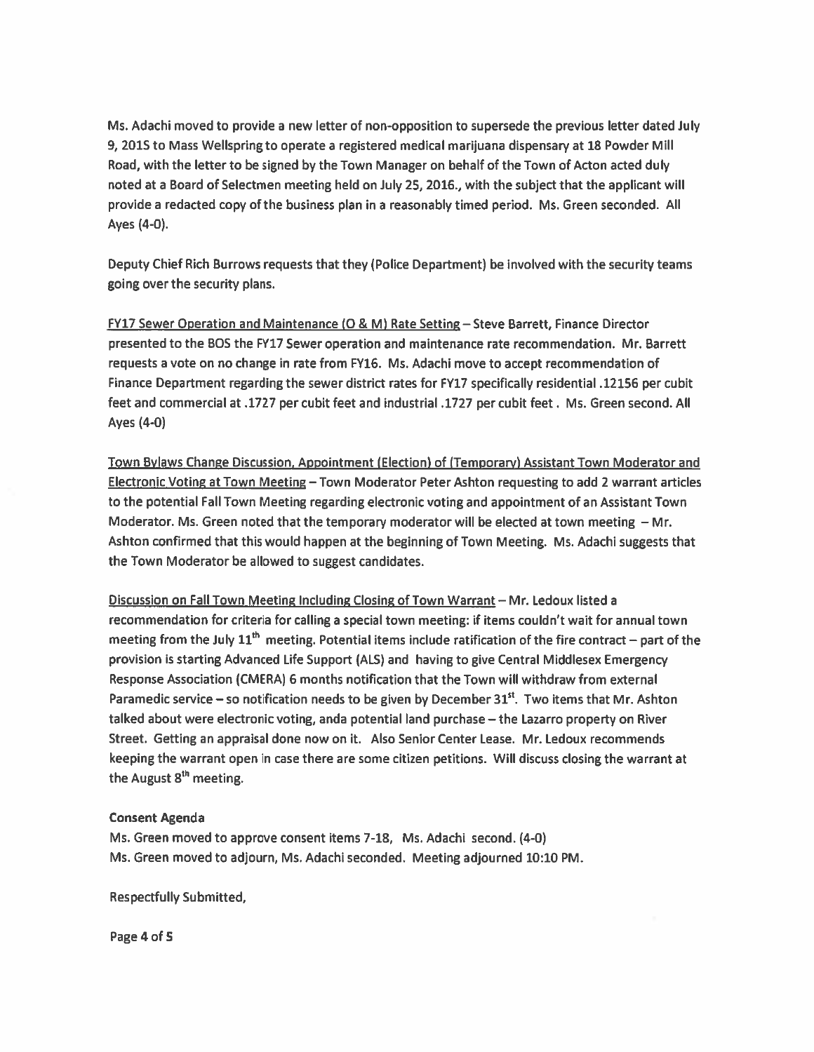Ms. Adachi moved to provide a new letter of non-opposition to supersede the previous letter dated July 9, 2015 to Mass Wellspring to operate a registered medical marijuana dispensary at 18 Powder Mill Road, with the letter to be signed by the Town Manager on behalf of the Town of Acton acted duly noted at a Board of Selectmen meeting held on July 25, 2016., with the subject that the applicant will provide a redacted copy of the business plan in a reasonably timed period. Ms. Green seconded. All Ayes (4-0).

Deputy Chief Rich Burrows requests that they (Police Department) be involved with the security teams going over the security plans.

FY17 Sewer Operation and Maintenance (O & M) Rate Setting – Steve Barrett, Finance Director presented to the BOS the FY17 Sewer operation and maintenance rate recommendation. Mr. Barrett requests a vote on no change in rate from FY16. Ms. Adachi move to accept recommendation of Finance Department regarding the sewer district rates for FY17 specifically residential .12156 per cubit feet and commercial at .1727 per cubit feet and industrial .1727 per cubit feet . Ms. Green second. All Ayes (4-0)

Town Bylaws Change Discussion, Appointment (Election) of (Temporary) Assistant Town Moderator and Electronic Voting at Town Meeting – Town Moderator Peter Ashton requesting to add 2 warrant articles to the potential Fall Town Meeting regarding electronic voting and appointment of an Assistant Town Moderator. Ms. Green noted that the temporary moderator will be elected at town meeting – Mr. Ashton confirmed that this would happen at the beginning of Town Meeting. Ms. Adachi suggests that the Town Moderator be allowed to suggest candidates.

Discussion on Fall Town Meeting Including Closing of Town Warrant – Mr. Ledoux listed a recommendation for criteria for calling a special town meeting: if items couldn't wait for annual town meeting from the July 11th meeting. Potential items include ratification of the fire contract – part of the provision is starting Advanced Life Support (ALS) and having to give Central Middlesex Emergency Response Association (CMERA) 6 months notification that the Town will withdraw from external Paramedic service – so notification needs to be given by December 31st. Two items that Mr. Ashton talked about were electronic voting, anda potential land purchase – the Lazarro property on River Street. Getting an appraisal done now on it. Also Senior Center Lease. Mr. Ledoux recommends keeping the warrant open in case there are some citizen petitions. Will discuss closing the warrant at the August 8th meeting.

**Consent Agenda**

Ms. Green moved to approve consent items 7-18, Ms. Adachi second. (4-0)
Ms. Green moved to adjourn, Ms. Adachi seconded. Meeting adjourned 10:10 PM.

Respectfully Submitted,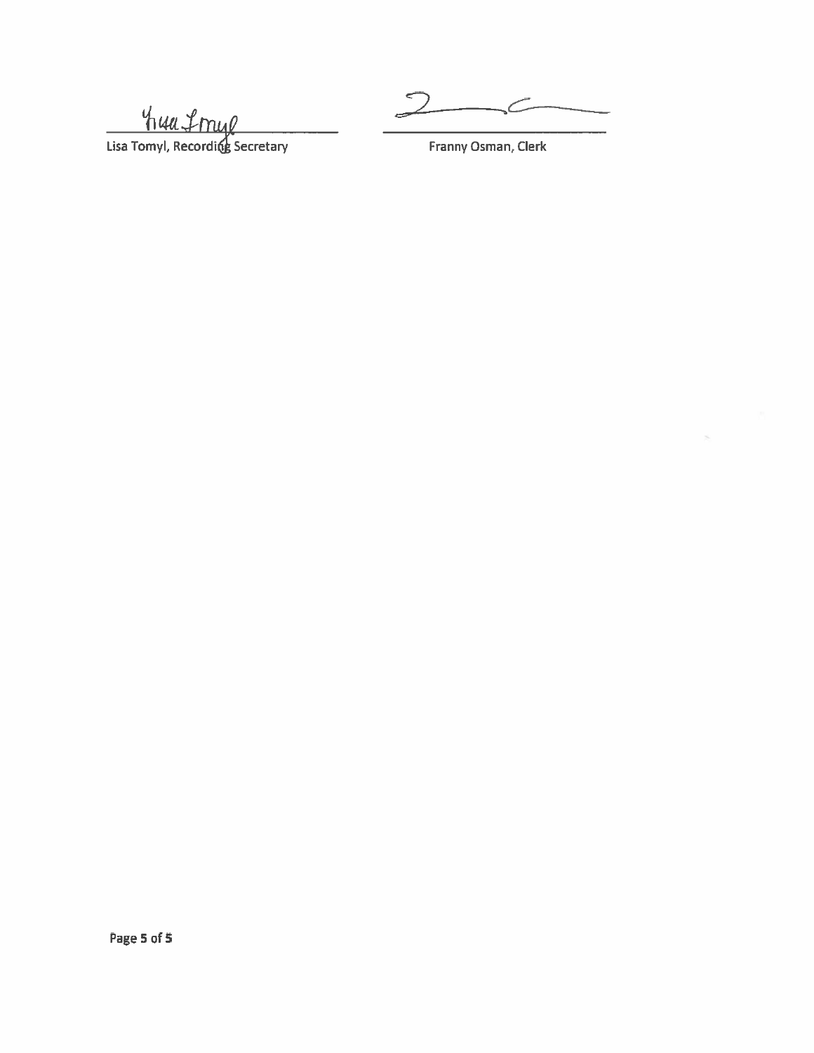Lisa Tomyl, Recording Secretary

Franny Osman, Clerk